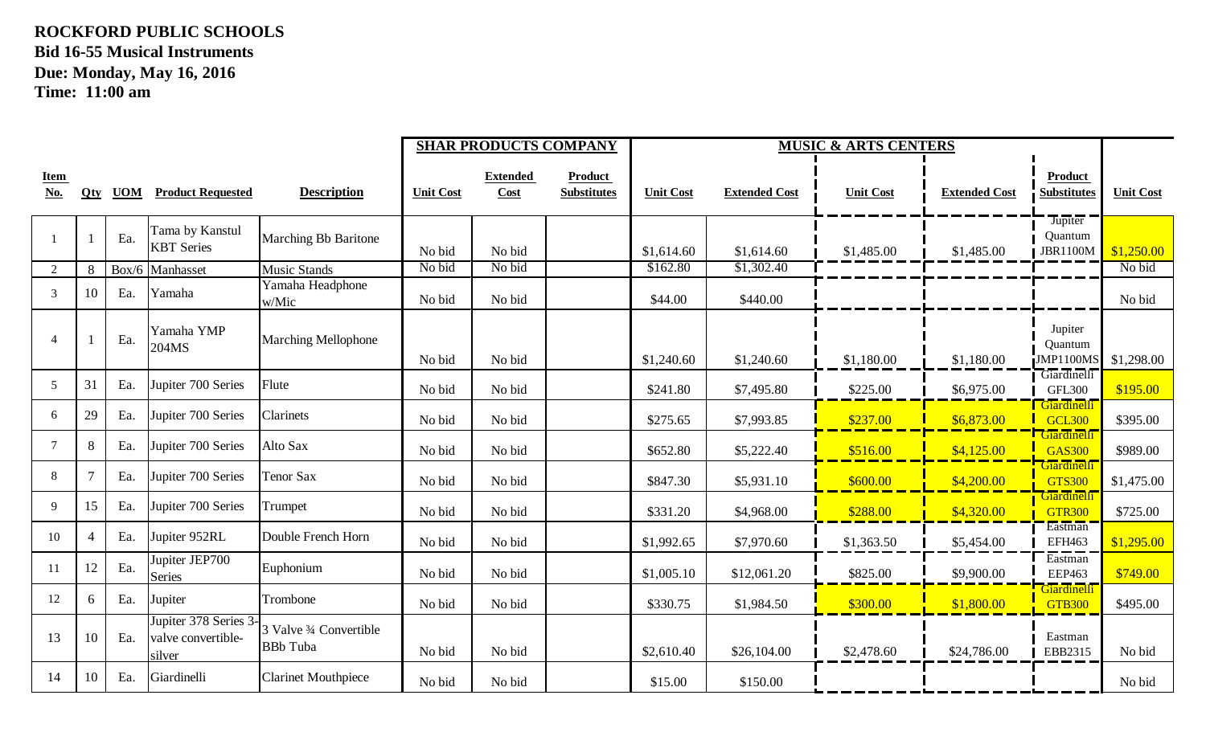**ROCKFORD PUBLIC SCHOOLS**
**Bid 16-55 Musical Instruments**
**Due: Monday, May 16, 2016**
**Time: 11:00 am**

| | | | | | SHAR PRODUCTS COMPANY | | | MUSIC & ARTS CENTERS | | | | | |
|---|---|---|---|---|---|---|---|---|---|---|---|---|---|
| **Item No.** | **Qty** | **UOM** | **Product Requested** | **Description** | **Unit Cost** | **Extended Cost** | **Product Substitutes** | **Unit Cost** | **Extended Cost** | **Unit Cost** | **Extended Cost** | **Product Substitutes** | **Unit Cost** |
| 1 | 1 | Ea. | Tama by Kanstul KBT Series | Marching Bb Baritone | No bid | No bid | | $1,614.60 | $1,614.60 | $1,485.00 | $1,485.00 | Jupiter Quantum JBR1100M | $1,250.00 |
| 2 | 8 | Box/6 | Manhasset | Music Stands | No bid | No bid | | $162.80 | $1,302.40 | | | | No bid |
| 3 | 10 | Ea. | Yamaha | Yamaha Headphone w/Mic | No bid | No bid | | $44.00 | $440.00 | | | | No bid |
| 4 | 1 | Ea. | Yamaha YMP 204MS | Marching Mellophone | No bid | No bid | | $1,240.60 | $1,240.60 | $1,180.00 | $1,180.00 | Jupiter Quantum JMP1100MS | $1,298.00 |
| 5 | 31 | Ea. | Jupiter 700 Series | Flute | No bid | No bid | | $241.80 | $7,495.80 | $225.00 | $6,975.00 | Giardinelli GFL300 | $195.00 |
| 6 | 29 | Ea. | Jupiter 700 Series | Clarinets | No bid | No bid | | $275.65 | $7,993.85 | $237.00 | $6,873.00 | Giardinelli GCL300 | $395.00 |
| 7 | 8 | Ea. | Jupiter 700 Series | Alto Sax | No bid | No bid | | $652.80 | $5,222.40 | $516.00 | $4,125.00 | Giardinelli GAS300 | $989.00 |
| 8 | 7 | Ea. | Jupiter 700 Series | Tenor Sax | No bid | No bid | | $847.30 | $5,931.10 | $600.00 | $4,200.00 | Giardinelli GTS300 | $1,475.00 |
| 9 | 15 | Ea. | Jupiter 700 Series | Trumpet | No bid | No bid | | $331.20 | $4,968.00 | $288.00 | $4,320.00 | Giardinelli GTR300 | $725.00 |
| 10 | 4 | Ea. | Jupiter 952RL | Double French Horn | No bid | No bid | | $1,992.65 | $7,970.60 | $1,363.50 | $5,454.00 | Eastman EFH463 | $1,295.00 |
| 11 | 12 | Ea. | Jupiter JEP700 Series | Euphonium | No bid | No bid | | $1,005.10 | $12,061.20 | $825.00 | $9,900.00 | Eastman EEP463 | $749.00 |
| 12 | 6 | Ea. | Jupiter | Trombone | No bid | No bid | | $330.75 | $1,984.50 | $300.00 | $1,800.00 | Giardinelli GTB300 | $495.00 |
| 13 | 10 | Ea. | Jupiter 378 Series 3-valve convertible-silver | 3 Valve ¾ Convertible BBb Tuba | No bid | No bid | | $2,610.40 | $26,104.00 | $2,478.60 | $24,786.00 | Eastman EBB2315 | No bid |
| 14 | 10 | Ea. | Giardinelli | Clarinet Mouthpiece | No bid | No bid | | $15.00 | $150.00 | | | | No bid |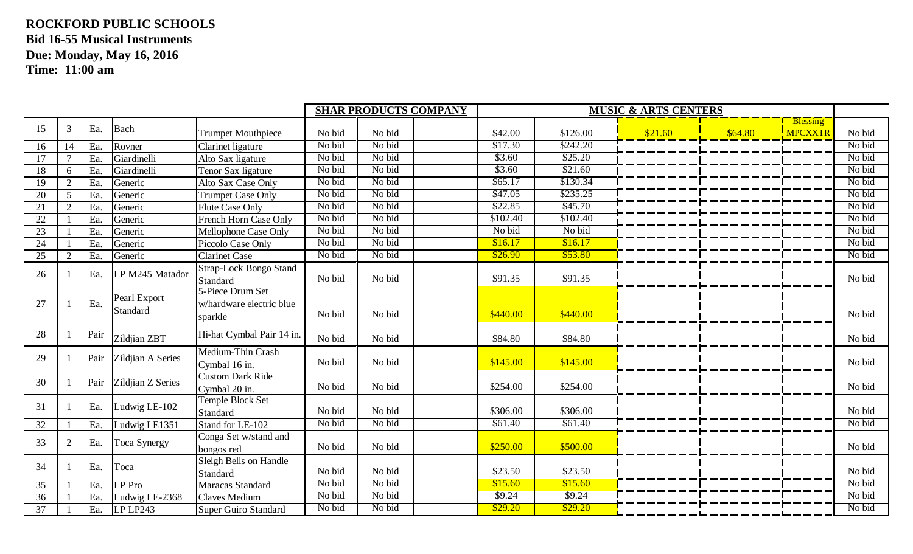**ROCKFORD PUBLIC SCHOOLS**
**Bid 16-55 Musical Instruments**
**Due: Monday, May 16, 2016**
**Time: 11:00 am**

| | | | | | SHAR PRODUCTS COMPANY | | | MUSIC & ARTS CENTERS | | | | | |
|---|---|---|---|---|---|---|---|---|---|---|---|---|---|
| 15 | 3 | Ea. | Bach | Trumpet Mouthpiece | No bid | No bid | | $42.00 | $126.00 | $21.60 | $64.80 | Blessing MPCXXTR | No bid |
| 16 | 14 | Ea. | Rovner | Clarinet ligature | No bid | No bid | | $17.30 | $242.20 | | | | No bid |
| 17 | 7 | Ea. | Giardinelli | Alto Sax ligature | No bid | No bid | | $3.60 | $25.20 | | | | No bid |
| 18 | 6 | Ea. | Giardinelli | Tenor Sax ligature | No bid | No bid | | $3.60 | $21.60 | | | | No bid |
| 19 | 2 | Ea. | Generic | Alto Sax Case Only | No bid | No bid | | $65.17 | $130.34 | | | | No bid |
| 20 | 5 | Ea. | Generic | Trumpet Case Only | No bid | No bid | | $47.05 | $235.25 | | | | No bid |
| 21 | 2 | Ea. | Generic | Flute Case Only | No bid | No bid | | $22.85 | $45.70 | | | | No bid |
| 22 | 1 | Ea. | Generic | French Horn Case Only | No bid | No bid | | $102.40 | $102.40 | | | | No bid |
| 23 | 1 | Ea. | Generic | Mellophone Case Only | No bid | No bid | | No bid | No bid | | | | No bid |
| 24 | 1 | Ea. | Generic | Piccolo Case Only | No bid | No bid | | $16.17 | $16.17 | | | | No bid |
| 25 | 2 | Ea. | Generic | Clarinet Case | No bid | No bid | | $26.90 | $53.80 | | | | No bid |
| 26 | 1 | Ea. | LP M245 Matador | Strap-Lock Bongo Stand Standard | No bid | No bid | | $91.35 | $91.35 | | | | No bid |
| 27 | 1 | Ea. | Pearl Export Standard | 5-Piece Drum Set w/hardware electric blue sparkle | No bid | No bid | | $440.00 | $440.00 | | | | No bid |
| 28 | 1 | Pair | Zildjian ZBT | Hi-hat Cymbal Pair 14 in. | No bid | No bid | | $84.80 | $84.80 | | | | No bid |
| 29 | 1 | Pair | Zildjian A Series | Medium-Thin Crash Cymbal 16 in. | No bid | No bid | | $145.00 | $145.00 | | | | No bid |
| 30 | 1 | Pair | Zildjian Z Series | Custom Dark Ride Cymbal 20 in. | No bid | No bid | | $254.00 | $254.00 | | | | No bid |
| 31 | 1 | Ea. | Ludwig LE-102 | Temple Block Set Standard | No bid | No bid | | $306.00 | $306.00 | | | | No bid |
| 32 | 1 | Ea. | Ludwig LE1351 | Stand for LE-102 | No bid | No bid | | $61.40 | $61.40 | | | | No bid |
| 33 | 2 | Ea. | Toca Synergy | Conga Set w/stand and bongos red | No bid | No bid | | $250.00 | $500.00 | | | | No bid |
| 34 | 1 | Ea. | Toca | Sleigh Bells on Handle Standard | No bid | No bid | | $23.50 | $23.50 | | | | No bid |
| 35 | 1 | Ea. | LP Pro | Maracas Standard | No bid | No bid | | $15.60 | $15.60 | | | | No bid |
| 36 | 1 | Ea. | Ludwig LE-2368 | Claves Medium | No bid | No bid | | $9.24 | $9.24 | | | | No bid |
| 37 | 1 | Ea. | LP LP243 | Super Guiro Standard | No bid | No bid | | $29.20 | $29.20 | | | | No bid |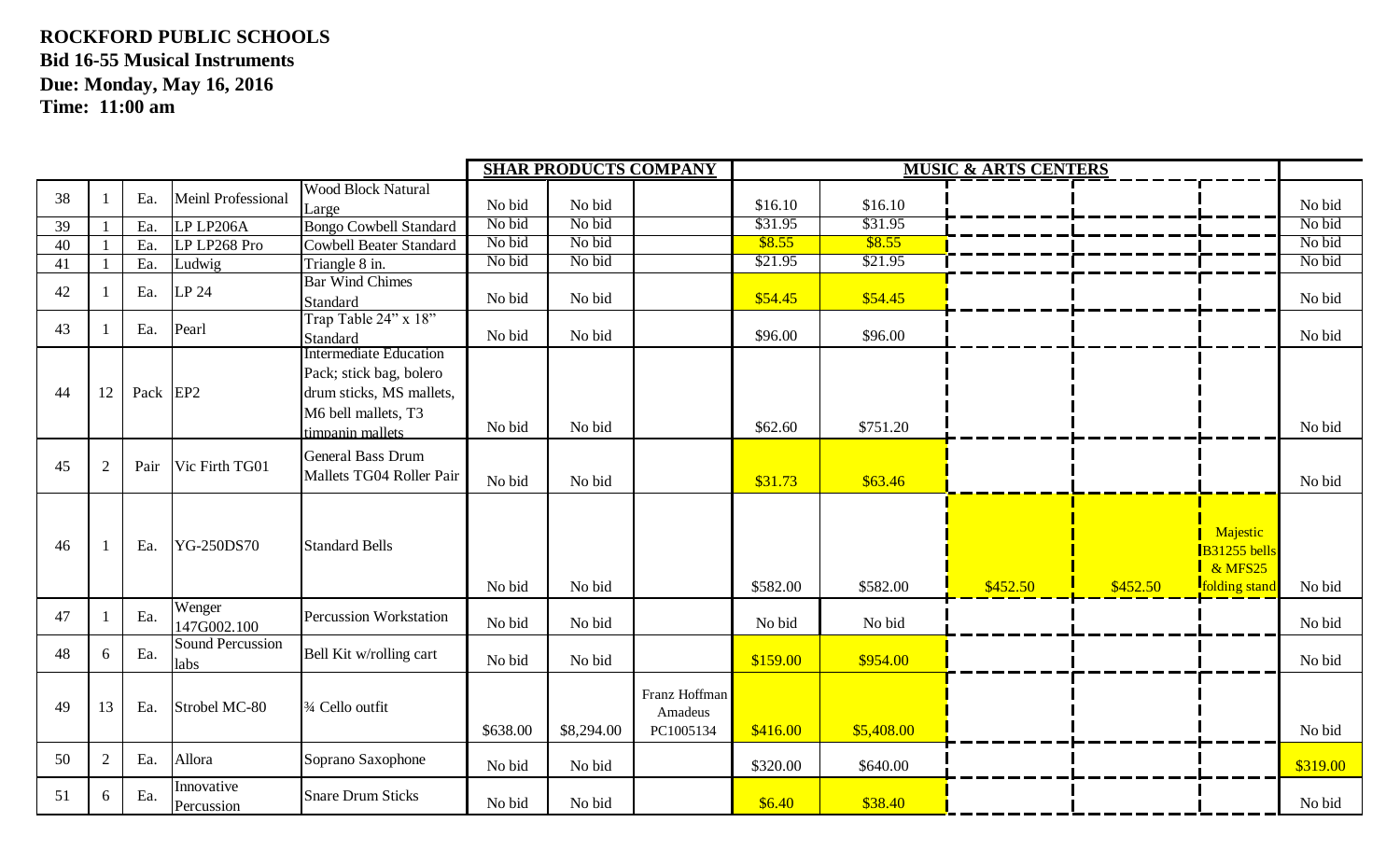**ROCKFORD PUBLIC SCHOOLS**
**Bid 16-55 Musical Instruments**
**Due: Monday, May 16, 2016**
**Time: 11:00 am**

| | | | | | SHAR PRODUCTS COMPANY | | | MUSIC & ARTS CENTERS | | | | | |
|---|---|---|---|---|---|---|---|---|---|---|---|---|---|
| 38 | 1 | Ea. | Meinl Professional | Wood Block Natural Large | No bid | No bid | | $16.10 | $16.10 | | | | No bid |
| 39 | 1 | Ea. | LP LP206A | Bongo Cowbell Standard | No bid | No bid | | $31.95 | $31.95 | | | | No bid |
| 40 | 1 | Ea. | LP LP268 Pro | Cowbell Beater Standard | No bid | No bid | | $8.55 | $8.55 | | | | No bid |
| 41 | 1 | Ea. | Ludwig | Triangle 8 in. | No bid | No bid | | $21.95 | $21.95 | | | | No bid |
| 42 | 1 | Ea. | LP 24 | Bar Wind Chimes Standard | No bid | No bid | | $54.45 | $54.45 | | | | No bid |
| 43 | 1 | Ea. | Pearl | Trap Table 24" x 18" Standard | No bid | No bid | | $96.00 | $96.00 | | | | No bid |
| 44 | 12 | Pack | EP2 | Intermediate Education Pack; stick bag, bolero drum sticks, MS mallets, M6 bell mallets, T3 timpanin mallets | No bid | No bid | | $62.60 | $751.20 | | | | No bid |
| 45 | 2 | Pair | Vic Firth TG01 | General Bass Drum Mallets TG04 Roller Pair | No bid | No bid | | $31.73 | $63.46 | | | | No bid |
| 46 | 1 | Ea. | YG-250DS70 | Standard Bells | No bid | No bid | | $582.00 | $582.00 | $452.50 | $452.50 | Majestic B31255 bells & MFS25 folding stand | No bid |
| 47 | 1 | Ea. | Wenger 147G002.100 | Percussion Workstation | No bid | No bid | | No bid | No bid | | | | No bid |
| 48 | 6 | Ea. | Sound Percussion labs | Bell Kit w/rolling cart | No bid | No bid | | $159.00 | $954.00 | | | | No bid |
| 49 | 13 | Ea. | Strobel MC-80 | ¾ Cello outfit | $638.00 | $8,294.00 | Franz Hoffman Amadeus PC1005134 | $416.00 | $5,408.00 | | | | No bid |
| 50 | 2 | Ea. | Allora | Soprano Saxophone | No bid | No bid | | $320.00 | $640.00 | | | | $319.00 |
| 51 | 6 | Ea. | Innovative Percussion | Snare Drum Sticks | No bid | No bid | | $6.40 | $38.40 | | | | No bid |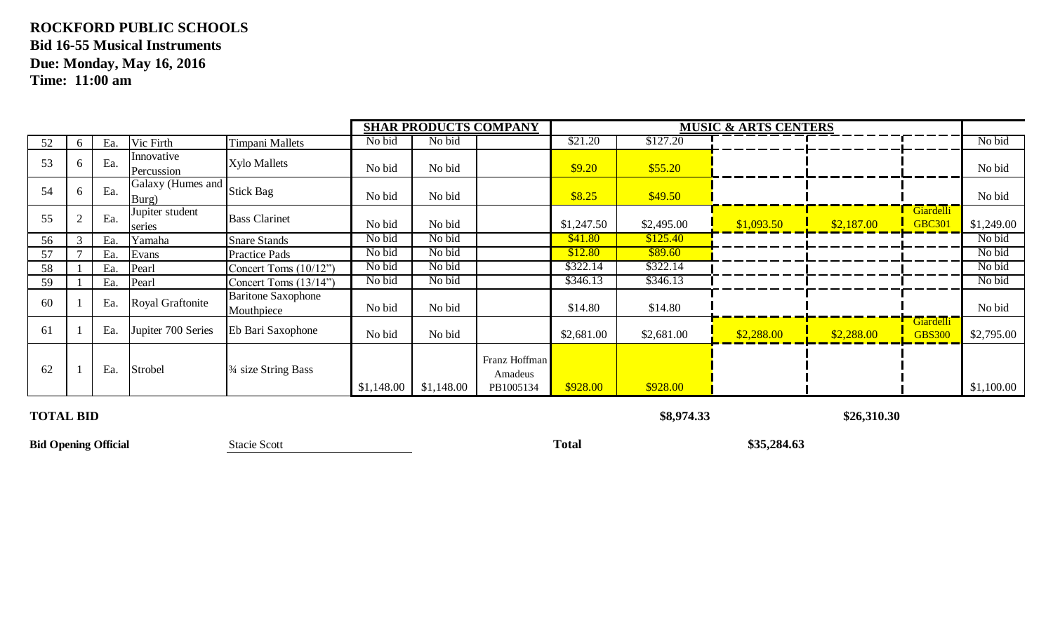**ROCKFORD PUBLIC SCHOOLS**
**Bid 16-55 Musical Instruments**
**Due: Monday, May 16, 2016**
**Time: 11:00 am**

| | | | | | SHAR PRODUCTS COMPANY | | | MUSIC & ARTS CENTERS | | | | | |
|---|---|---|---|---|---|---|---|---|---|---|---|---|---|
| 52 | 6 | Ea. | Vic Firth | Timpani Mallets | No bid | No bid | | $21.20 | $127.20 | | | | No bid |
| 53 | 6 | Ea. | Innovative Percussion | Xylo Mallets | No bid | No bid | | $9.20 | $55.20 | | | | No bid |
| 54 | 6 | Ea. | Galaxy (Humes and Burg) | Stick Bag | No bid | No bid | | $8.25 | $49.50 | | | | No bid |
| 55 | 2 | Ea. | Jupiter student series | Bass Clarinet | No bid | No bid | | $1,247.50 | $2,495.00 | $1,093.50 | $2,187.00 | Giardelli GBC301 | $1,249.00 |
| 56 | 3 | Ea. | Yamaha | Snare Stands | No bid | No bid | | $41.80 | $125.40 | | | | No bid |
| 57 | 7 | Ea. | Evans | Practice Pads | No bid | No bid | | $12.80 | $89.60 | | | | No bid |
| 58 | 1 | Ea. | Pearl | Concert Toms (10/12") | No bid | No bid | | $322.14 | $322.14 | | | | No bid |
| 59 | 1 | Ea. | Pearl | Concert Toms (13/14") | No bid | No bid | | $346.13 | $346.13 | | | | No bid |
| 60 | 1 | Ea. | Royal Graftonite | Baritone Saxophone Mouthpiece | No bid | No bid | | $14.80 | $14.80 | | | | No bid |
| 61 | 1 | Ea. | Jupiter 700 Series | Eb Bari Saxophone | No bid | No bid | | $2,681.00 | $2,681.00 | $2,288.00 | $2,288.00 | Giardelli GBS300 | $2,795.00 |
| 62 | 1 | Ea. | Strobel | ¾ size String Bass | $1,148.00 | $1,148.00 | Franz Hoffman Amadeus PB1005134 | $928.00 | $928.00 | | | | $1,100.00 |

**TOTAL BID** **$8,974.33** **$26,310.30**

**Bid Opening Official** Stacie Scott **Total** **$35,284.63**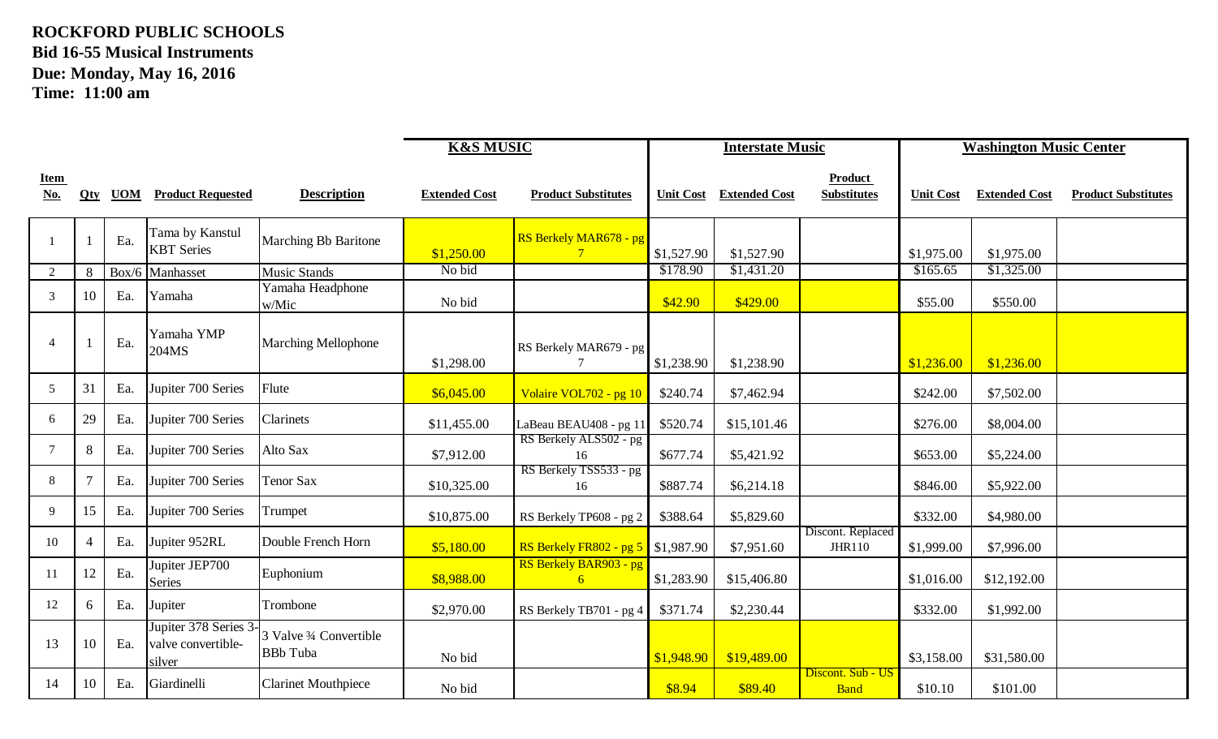**ROCKFORD PUBLIC SCHOOLS**
**Bid 16-55 Musical Instruments**
**Due: Monday, May 16, 2016**
**Time: 11:00 am**

| | | | | | K&S MUSIC | | Interstate Music | | | Washington Music Center | | |
|---|---|---|---|---|---|---|---|---|---|---|---|---|
| **Item No.** | **Qty** | **UOM** | **Product Requested** | **Description** | **Extended Cost** | **Product Substitutes** | **Unit Cost** | **Extended Cost** | **Product Substitutes** | **Unit Cost** | **Extended Cost** | **Product Substitutes** |
| 1 | 1 | Ea. | Tama by Kanstul KBT Series | Marching Bb Baritone | $1,250.00 | RS Berkely MAR678 - pg 7 | $1,527.90 | $1,527.90 | | $1,975.00 | $1,975.00 | |
| 2 | 8 | Box/6 | Manhasset | Music Stands | No bid | | $178.90 | $1,431.20 | | $165.65 | $1,325.00 | |
| 3 | 10 | Ea. | Yamaha | Yamaha Headphone w/Mic | No bid | | $42.90 | $429.00 | | $55.00 | $550.00 | |
| 4 | 1 | Ea. | Yamaha YMP 204MS | Marching Mellophone | $1,298.00 | RS Berkely MAR679 - pg 7 | $1,238.90 | $1,238.90 | | $1,236.00 | $1,236.00 | |
| 5 | 31 | Ea. | Jupiter 700 Series | Flute | $6,045.00 | Volaire VOL702 - pg 10 | $240.74 | $7,462.94 | | $242.00 | $7,502.00 | |
| 6 | 29 | Ea. | Jupiter 700 Series | Clarinets | $11,455.00 | LaBeau BEAU408 - pg 11 | $520.74 | $15,101.46 | | $276.00 | $8,004.00 | |
| 7 | 8 | Ea. | Jupiter 700 Series | Alto Sax | $7,912.00 | RS Berkely ALS502 - pg 16 | $677.74 | $5,421.92 | | $653.00 | $5,224.00 | |
| 8 | 7 | Ea. | Jupiter 700 Series | Tenor Sax | $10,325.00 | RS Berkely TSS533 - pg 16 | $887.74 | $6,214.18 | | $846.00 | $5,922.00 | |
| 9 | 15 | Ea. | Jupiter 700 Series | Trumpet | $10,875.00 | RS Berkely TP608 - pg 2 | $388.64 | $5,829.60 | | $332.00 | $4,980.00 | |
| 10 | 4 | Ea. | Jupiter 952RL | Double French Horn | $5,180.00 | RS Berkely FR802 - pg 5 | $1,987.90 | $7,951.60 | Discont. Replaced JHR110 | $1,999.00 | $7,996.00 | |
| 11 | 12 | Ea. | Jupiter JEP700 Series | Euphonium | $8,988.00 | RS Berkely BAR903 - pg 6 | $1,283.90 | $15,406.80 | | $1,016.00 | $12,192.00 | |
| 12 | 6 | Ea. | Jupiter | Trombone | $2,970.00 | RS Berkely TB701 - pg 4 | $371.74 | $2,230.44 | | $332.00 | $1,992.00 | |
| 13 | 10 | Ea. | Jupiter 378 Series 3-valve convertible-silver | 3 Valve ¾ Convertible BBb Tuba | No bid | | $1,948.90 | $19,489.00 | | $3,158.00 | $31,580.00 | |
| 14 | 10 | Ea. | Giardinelli | Clarinet Mouthpiece | No bid | | $8.94 | $89.40 | Discont. Sub - US Band | $10.10 | $101.00 | |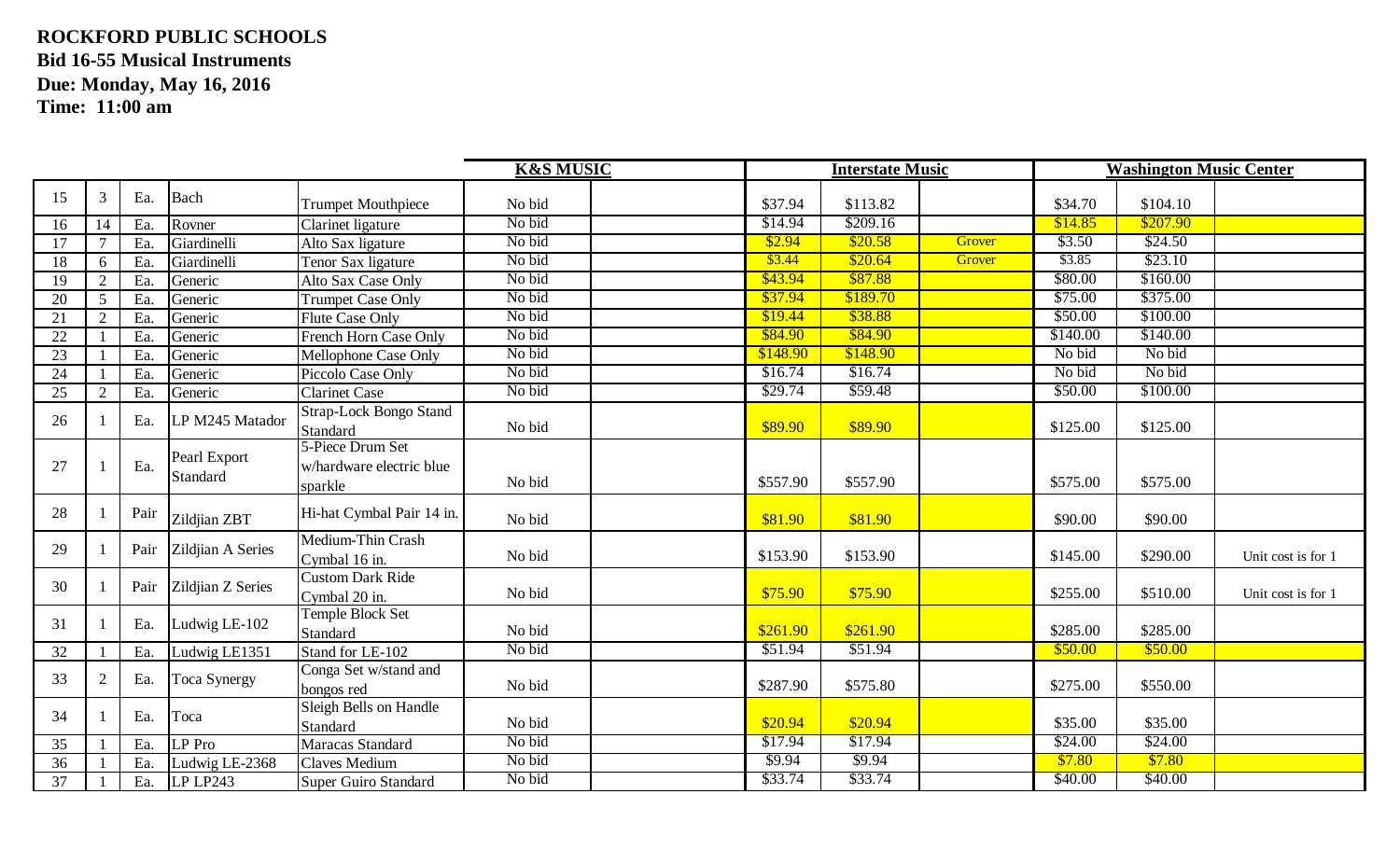**ROCKFORD PUBLIC SCHOOLS**
**Bid 16-55 Musical Instruments**
**Due: Monday, May 16, 2016**
**Time: 11:00 am**

| | | | | | K&S MUSIC | | | Interstate Music | | | Washington Music Center | | |
|---|---|---|---|---|---|---|---|---|---|---|---|---|---|
| 15 | 3 | Ea. | Bach | Trumpet Mouthpiece | No bid | | $37.94 | $113.82 | | $34.70 | $104.10 | |
| 16 | 14 | Ea. | Rovner | Clarinet ligature | No bid | | $14.94 | $209.16 | | $14.85 | $207.90 | |
| 17 | 7 | Ea. | Giardinelli | Alto Sax ligature | No bid | | $2.94 | $20.58 | Grover | $3.50 | $24.50 | |
| 18 | 6 | Ea. | Giardinelli | Tenor Sax ligature | No bid | | $3.44 | $20.64 | Grover | $3.85 | $23.10 | |
| 19 | 2 | Ea. | Generic | Alto Sax Case Only | No bid | | $43.94 | $87.88 | | $80.00 | $160.00 | |
| 20 | 5 | Ea. | Generic | Trumpet Case Only | No bid | | $37.94 | $189.70 | | $75.00 | $375.00 | |
| 21 | 2 | Ea. | Generic | Flute Case Only | No bid | | $19.44 | $38.88 | | $50.00 | $100.00 | |
| 22 | 1 | Ea. | Generic | French Horn Case Only | No bid | | $84.90 | $84.90 | | $140.00 | $140.00 | |
| 23 | 1 | Ea. | Generic | Mellophone Case Only | No bid | | $148.90 | $148.90 | | No bid | No bid | |
| 24 | 1 | Ea. | Generic | Piccolo Case Only | No bid | | $16.74 | $16.74 | | No bid | No bid | |
| 25 | 2 | Ea. | Generic | Clarinet Case | No bid | | $29.74 | $59.48 | | $50.00 | $100.00 | |
| 26 | 1 | Ea. | LP M245 Matador | Strap-Lock Bongo Stand Standard | No bid | | $89.90 | $89.90 | | $125.00 | $125.00 | |
| 27 | 1 | Ea. | Pearl Export Standard | 5-Piece Drum Set w/hardware electric blue sparkle | No bid | | $557.90 | $557.90 | | $575.00 | $575.00 | |
| 28 | 1 | Pair | Zildjian ZBT | Hi-hat Cymbal Pair 14 in. | No bid | | $81.90 | $81.90 | | $90.00 | $90.00 | |
| 29 | 1 | Pair | Zildjian A Series | Medium-Thin Crash Cymbal 16 in. | No bid | | $153.90 | $153.90 | | $145.00 | $290.00 | Unit cost is for 1 |
| 30 | 1 | Pair | Zildjian Z Series | Custom Dark Ride Cymbal 20 in. | No bid | | $75.90 | $75.90 | | $255.00 | $510.00 | Unit cost is for 1 |
| 31 | 1 | Ea. | Ludwig LE-102 | Temple Block Set Standard | No bid | | $261.90 | $261.90 | | $285.00 | $285.00 | |
| 32 | 1 | Ea. | Ludwig LE1351 | Stand for LE-102 | No bid | | $51.94 | $51.94 | | $50.00 | $50.00 | |
| 33 | 2 | Ea. | Toca Synergy | Conga Set w/stand and bongos red | No bid | | $287.90 | $575.80 | | $275.00 | $550.00 | |
| 34 | 1 | Ea. | Toca | Sleigh Bells on Handle Standard | No bid | | $20.94 | $20.94 | | $35.00 | $35.00 | |
| 35 | 1 | Ea. | LP Pro | Maracas Standard | No bid | | $17.94 | $17.94 | | $24.00 | $24.00 | |
| 36 | 1 | Ea. | Ludwig LE-2368 | Claves Medium | No bid | | $9.94 | $9.94 | | $7.80 | $7.80 | |
| 37 | 1 | Ea. | LP LP243 | Super Guiro Standard | No bid | | $33.74 | $33.74 | | $40.00 | $40.00 | |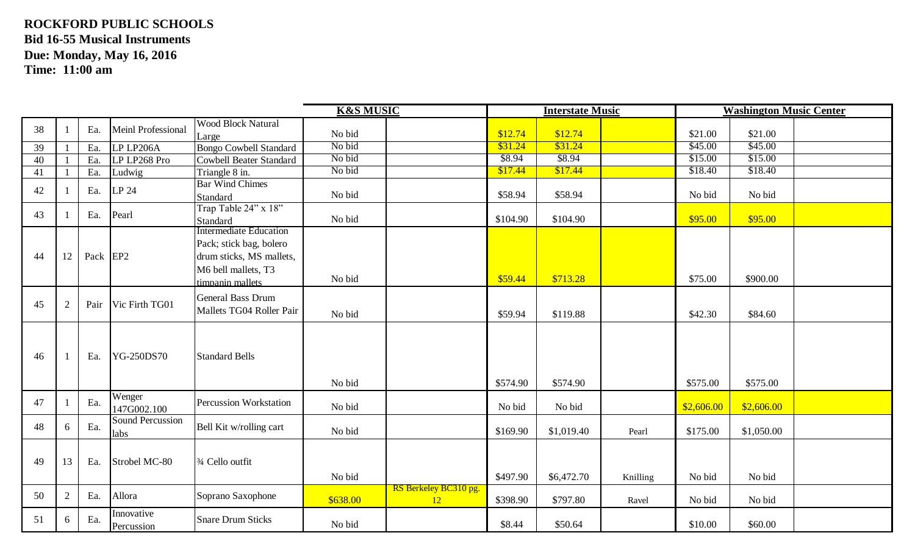**ROCKFORD PUBLIC SCHOOLS**
**Bid 16-55 Musical Instruments**
**Due: Monday, May 16, 2016**
**Time: 11:00 am**

| | | | | | K&S MUSIC | | Interstate Music | | | Washington Music Center | | |
|---|---|---|---|---|---|---|---|---|---|---|---|---|
| 38 | 1 | Ea. | Meinl Professional | Wood Block Natural Large | No bid | | $12.74 | $12.74 | | $21.00 | $21.00 | |
| 39 | 1 | Ea. | LP LP206A | Bongo Cowbell Standard | No bid | | $31.24 | $31.24 | | $45.00 | $45.00 | |
| 40 | 1 | Ea. | LP LP268 Pro | Cowbell Beater Standard | No bid | | $8.94 | $8.94 | | $15.00 | $15.00 | |
| 41 | 1 | Ea. | Ludwig | Triangle 8 in. | No bid | | $17.44 | $17.44 | | $18.40 | $18.40 | |
| 42 | 1 | Ea. | LP 24 | Bar Wind Chimes Standard | No bid | | $58.94 | $58.94 | | No bid | No bid | |
| 43 | 1 | Ea. | Pearl | Trap Table 24" x 18" Standard | No bid | | $104.90 | $104.90 | | $95.00 | $95.00 | |
| 44 | 12 | Pack | EP2 | Intermediate Education Pack; stick bag, bolero drum sticks, MS mallets, M6 bell mallets, T3 timpanin mallets | No bid | | $59.44 | $713.28 | | $75.00 | $900.00 | |
| 45 | 2 | Pair | Vic Firth TG01 | General Bass Drum Mallets TG04 Roller Pair | No bid | | $59.94 | $119.88 | | $42.30 | $84.60 | |
| 46 | 1 | Ea. | YG-250DS70 | Standard Bells | No bid | | $574.90 | $574.90 | | $575.00 | $575.00 | |
| 47 | 1 | Ea. | Wenger 147G002.100 | Percussion Workstation | No bid | | No bid | No bid | | $2,606.00 | $2,606.00 | |
| 48 | 6 | Ea. | Sound Percussion labs | Bell Kit w/rolling cart | No bid | | $169.90 | $1,019.40 | Pearl | $175.00 | $1,050.00 | |
| 49 | 13 | Ea. | Strobel MC-80 | ¾ Cello outfit | No bid | | $497.90 | $6,472.70 | Knilling | No bid | No bid | |
| 50 | 2 | Ea. | Allora | Soprano Saxophone | $638.00 | RS Berkeley BC310 pg. 12 | $398.90 | $797.80 | Ravel | No bid | No bid | |
| 51 | 6 | Ea. | Innovative Percussion | Snare Drum Sticks | No bid | | $8.44 | $50.64 | | $10.00 | $60.00 | |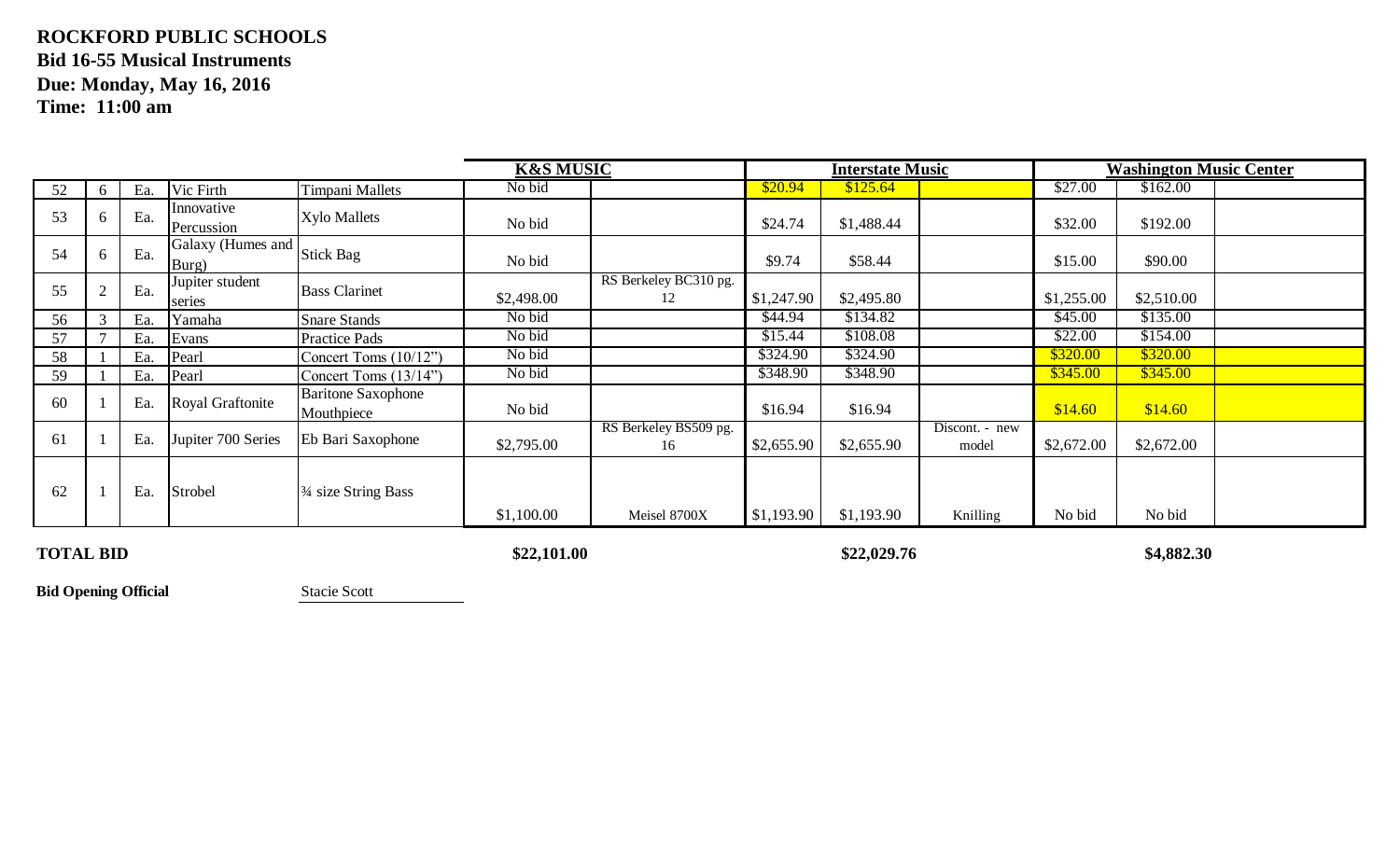**ROCKFORD PUBLIC SCHOOLS**
**Bid 16-55 Musical Instruments**
**Due: Monday, May 16, 2016**
**Time: 11:00 am**

| | | | | | K&S MUSIC | | Interstate Music | | | Washington Music Center | | |
|---|---|---|---|---|---|---|---|---|---|---|---|---|
| 52 | 6 | Ea. | Vic Firth | Timpani Mallets | No bid | | $20.94 | $125.64 | | $27.00 | $162.00 | |
| 53 | 6 | Ea. | Innovative Percussion | Xylo Mallets | No bid | | $24.74 | $1,488.44 | | $32.00 | $192.00 | |
| 54 | 6 | Ea. | Galaxy (Humes and Burg) | Stick Bag | No bid | | $9.74 | $58.44 | | $15.00 | $90.00 | |
| 55 | 2 | Ea. | Jupiter student series | Bass Clarinet | $2,498.00 | RS Berkeley BC310 pg. 12 | $1,247.90 | $2,495.80 | | $1,255.00 | $2,510.00 | |
| 56 | 3 | Ea. | Yamaha | Snare Stands | No bid | | $44.94 | $134.82 | | $45.00 | $135.00 | |
| 57 | 7 | Ea. | Evans | Practice Pads | No bid | | $15.44 | $108.08 | | $22.00 | $154.00 | |
| 58 | 1 | Ea. | Pearl | Concert Toms (10/12") | No bid | | $324.90 | $324.90 | | $320.00 | $320.00 | |
| 59 | 1 | Ea. | Pearl | Concert Toms (13/14") | No bid | | $348.90 | $348.90 | | $345.00 | $345.00 | |
| 60 | 1 | Ea. | Royal Graftonite | Baritone Saxophone Mouthpiece | No bid | | $16.94 | $16.94 | | $14.60 | $14.60 | |
| 61 | 1 | Ea. | Jupiter 700 Series | Eb Bari Saxophone | $2,795.00 | RS Berkeley BS509 pg. 16 | $2,655.90 | $2,655.90 | Discont. - new model | $2,672.00 | $2,672.00 | |
| 62 | 1 | Ea. | Strobel | ¾ size String Bass | $1,100.00 | Meisel 8700X | $1,193.90 | $1,193.90 | Knilling | No bid | No bid | |

| **TOTAL BID** | **$22,101.00** | **$22,029.76** | **$4,882.30** |
|---|---|---|---|

**Bid Opening Official** Stacie Scott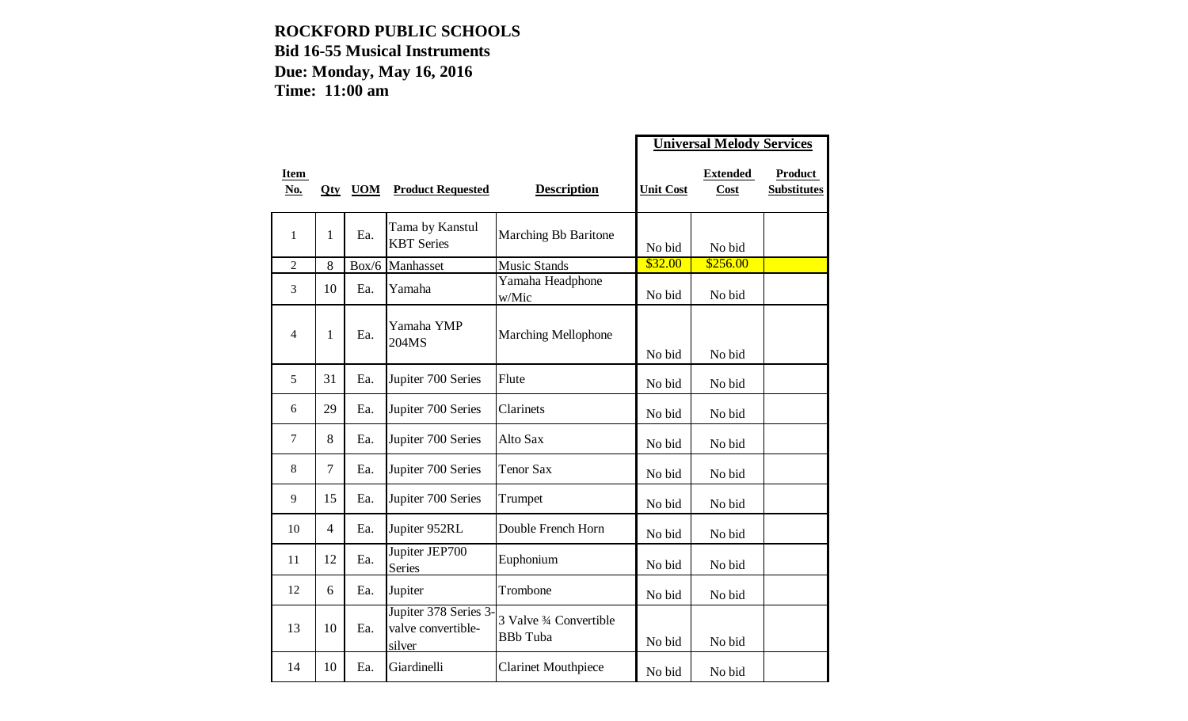**ROCKFORD PUBLIC SCHOOLS**
**Bid 16-55 Musical Instruments**
**Due: Monday, May 16, 2016**
**Time: 11:00 am**

| | | | | | Universal Melody Services | | |
|---|---|---|---|---|---|---|---|
| **Item No.** | **Qty** | **UOM** | **Product Requested** | **Description** | **Unit Cost** | **Extended Cost** | **Product Substitutes** |
| 1 | 1 | Ea. | Tama by Kanstul KBT Series | Marching Bb Baritone | No bid | No bid | |
| 2 | 8 | Box/6 | Manhasset | Music Stands | $32.00 | $256.00 | |
| 3 | 10 | Ea. | Yamaha | Yamaha Headphone w/Mic | No bid | No bid | |
| 4 | 1 | Ea. | Yamaha YMP 204MS | Marching Mellophone | No bid | No bid | |
| 5 | 31 | Ea. | Jupiter 700 Series | Flute | No bid | No bid | |
| 6 | 29 | Ea. | Jupiter 700 Series | Clarinets | No bid | No bid | |
| 7 | 8 | Ea. | Jupiter 700 Series | Alto Sax | No bid | No bid | |
| 8 | 7 | Ea. | Jupiter 700 Series | Tenor Sax | No bid | No bid | |
| 9 | 15 | Ea. | Jupiter 700 Series | Trumpet | No bid | No bid | |
| 10 | 4 | Ea. | Jupiter 952RL | Double French Horn | No bid | No bid | |
| 11 | 12 | Ea. | Jupiter JEP700 Series | Euphonium | No bid | No bid | |
| 12 | 6 | Ea. | Jupiter | Trombone | No bid | No bid | |
| 13 | 10 | Ea. | Jupiter 378 Series 3-valve convertible-silver | 3 Valve ¾ Convertible BBb Tuba | No bid | No bid | |
| 14 | 10 | Ea. | Giardinelli | Clarinet Mouthpiece | No bid | No bid | |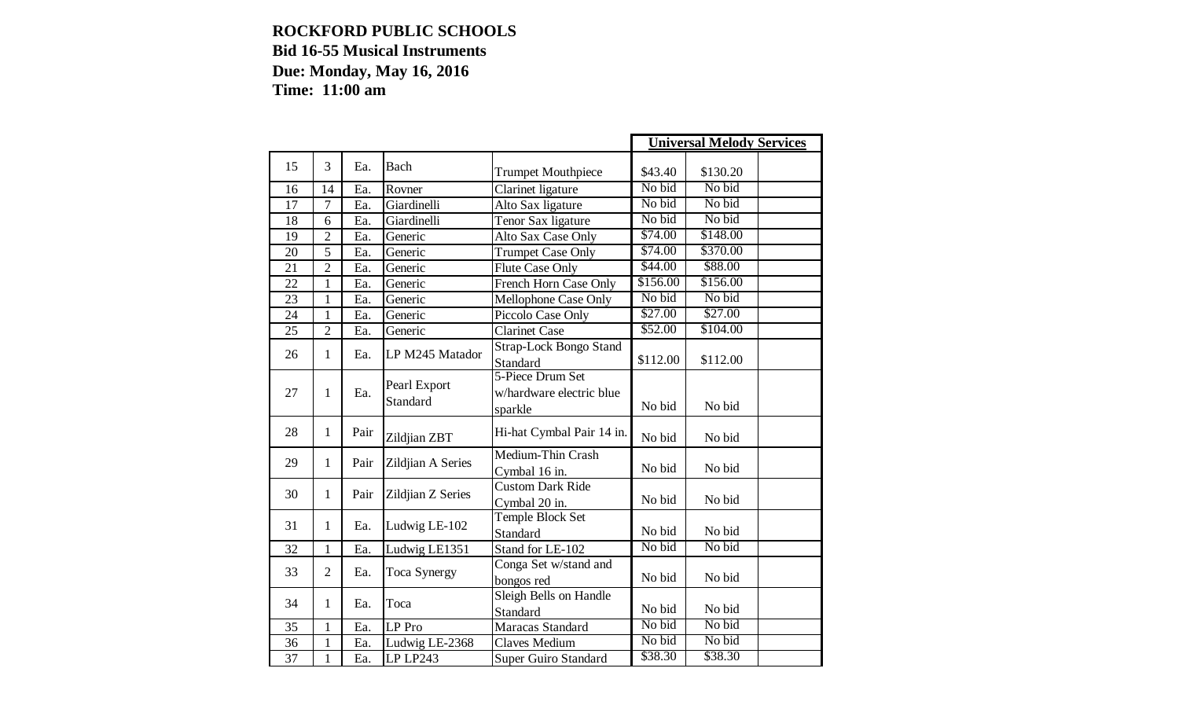**ROCKFORD PUBLIC SCHOOLS**
**Bid 16-55 Musical Instruments**
**Due: Monday, May 16, 2016**
**Time: 11:00 am**

| | | | | | **Universal Melody Services** | | |
|---|---|---|---|---|---|---|---|
| 15 | 3 | Ea. | Bach | Trumpet Mouthpiece | $43.40 | $130.20 | |
| 16 | 14 | Ea. | Rovner | Clarinet ligature | No bid | No bid | |
| 17 | 7 | Ea. | Giardinelli | Alto Sax ligature | No bid | No bid | |
| 18 | 6 | Ea. | Giardinelli | Tenor Sax ligature | No bid | No bid | |
| 19 | 2 | Ea. | Generic | Alto Sax Case Only | $74.00 | $148.00 | |
| 20 | 5 | Ea. | Generic | Trumpet Case Only | $74.00 | $370.00 | |
| 21 | 2 | Ea. | Generic | Flute Case Only | $44.00 | $88.00 | |
| 22 | 1 | Ea. | Generic | French Horn Case Only | $156.00 | $156.00 | |
| 23 | 1 | Ea. | Generic | Mellophone Case Only | No bid | No bid | |
| 24 | 1 | Ea. | Generic | Piccolo Case Only | $27.00 | $27.00 | |
| 25 | 2 | Ea. | Generic | Clarinet Case | $52.00 | $104.00 | |
| 26 | 1 | Ea. | LP M245 Matador | Strap-Lock Bongo Stand Standard | $112.00 | $112.00 | |
| 27 | 1 | Ea. | Pearl Export Standard | 5-Piece Drum Set w/hardware electric blue sparkle | No bid | No bid | |
| 28 | 1 | Pair | Zildjian ZBT | Hi-hat Cymbal Pair 14 in. | No bid | No bid | |
| 29 | 1 | Pair | Zildjian A Series | Medium-Thin Crash Cymbal 16 in. | No bid | No bid | |
| 30 | 1 | Pair | Zildjian Z Series | Custom Dark Ride Cymbal 20 in. | No bid | No bid | |
| 31 | 1 | Ea. | Ludwig LE-102 | Temple Block Set Standard | No bid | No bid | |
| 32 | 1 | Ea. | Ludwig LE1351 | Stand for LE-102 | No bid | No bid | |
| 33 | 2 | Ea. | Toca Synergy | Conga Set w/stand and bongos red | No bid | No bid | |
| 34 | 1 | Ea. | Toca | Sleigh Bells on Handle Standard | No bid | No bid | |
| 35 | 1 | Ea. | LP Pro | Maracas Standard | No bid | No bid | |
| 36 | 1 | Ea. | Ludwig LE-2368 | Claves Medium | No bid | No bid | |
| 37 | 1 | Ea. | LP LP243 | Super Guiro Standard | $38.30 | $38.30 | |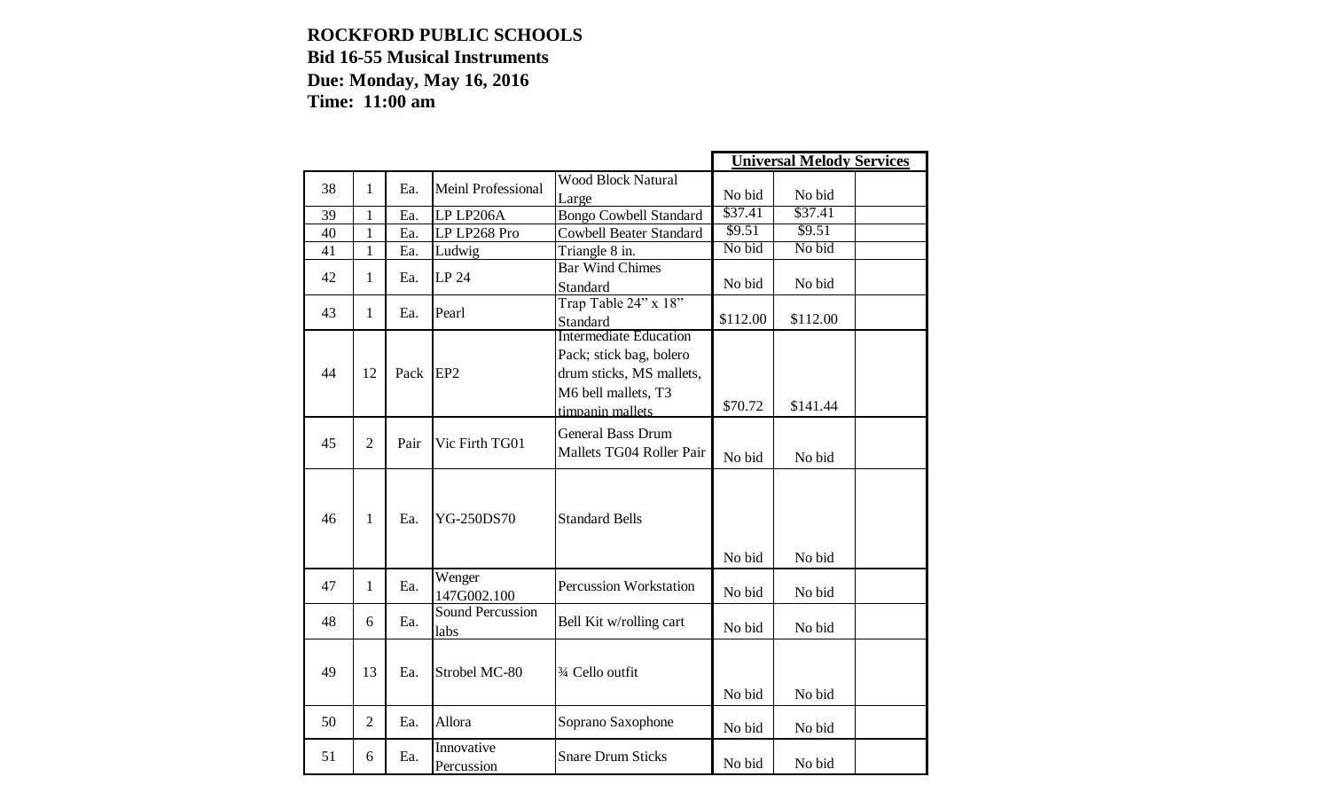**ROCKFORD PUBLIC SCHOOLS**
**Bid 16-55 Musical Instruments**
**Due: Monday, May 16, 2016**
**Time: 11:00 am**

| | | | | | **Universal Melody Services** | | |
|---|---|---|---|---|---|---|---|
| 38 | 1 | Ea. | Meinl Professional | Wood Block Natural Large | No bid | No bid | |
| 39 | 1 | Ea. | LP LP206A | Bongo Cowbell Standard | $37.41 | $37.41 | |
| 40 | 1 | Ea. | LP LP268 Pro | Cowbell Beater Standard | $9.51 | $9.51 | |
| 41 | 1 | Ea. | Ludwig | Triangle 8 in. | No bid | No bid | |
| 42 | 1 | Ea. | LP 24 | Bar Wind Chimes Standard | No bid | No bid | |
| 43 | 1 | Ea. | Pearl | Trap Table 24" x 18" Standard | $112.00 | $112.00 | |
| 44 | 12 | Pack | EP2 | Intermediate Education Pack; stick bag, bolero drum sticks, MS mallets, M6 bell mallets, T3 timpanin mallets | $70.72 | $141.44 | |
| 45 | 2 | Pair | Vic Firth TG01 | General Bass Drum Mallets TG04 Roller Pair | No bid | No bid | |
| 46 | 1 | Ea. | YG-250DS70 | Standard Bells | No bid | No bid | |
| 47 | 1 | Ea. | Wenger 147G002.100 | Percussion Workstation | No bid | No bid | |
| 48 | 6 | Ea. | Sound Percussion labs | Bell Kit w/rolling cart | No bid | No bid | |
| 49 | 13 | Ea. | Strobel MC-80 | ¾ Cello outfit | No bid | No bid | |
| 50 | 2 | Ea. | Allora | Soprano Saxophone | No bid | No bid | |
| 51 | 6 | Ea. | Innovative Percussion | Snare Drum Sticks | No bid | No bid | |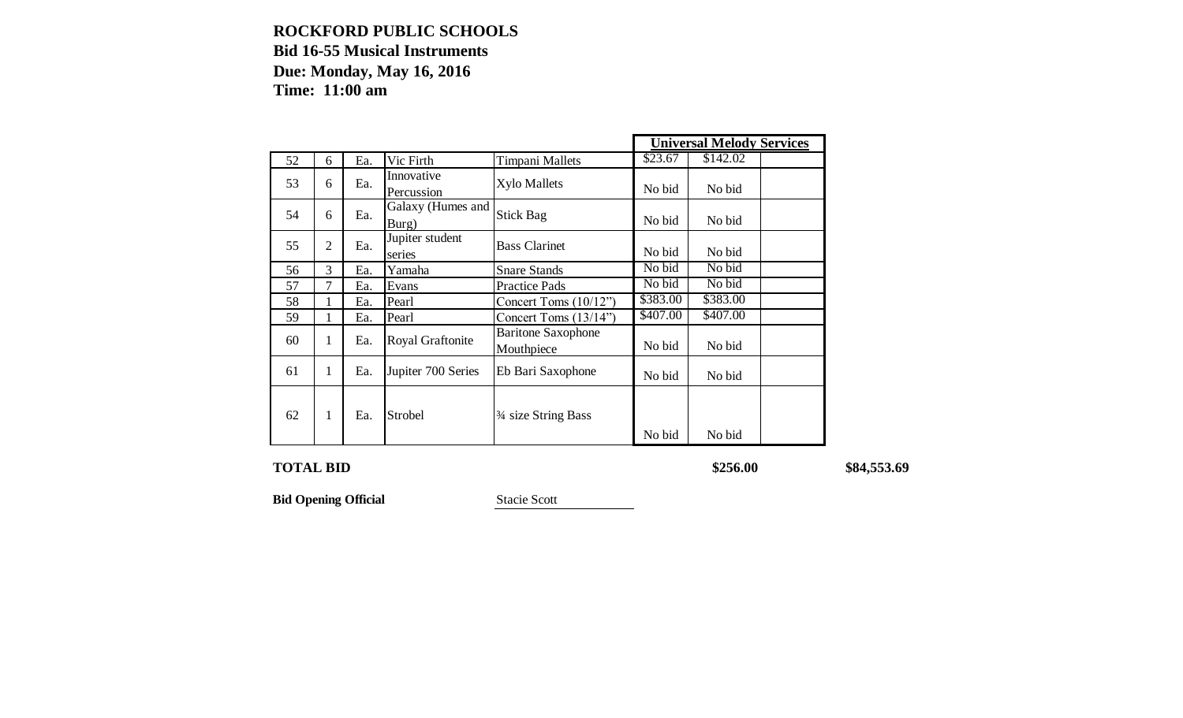**ROCKFORD PUBLIC SCHOOLS**
**Bid 16-55 Musical Instruments**
**Due: Monday, May 16, 2016**
**Time: 11:00 am**

| | | | | | Universal Melody Services | | |
|---|---|---|---|---|---|---|---|
| 52 | 6 | Ea. | Vic Firth | Timpani Mallets | \$23.67 | \$142.02 | |
| 53 | 6 | Ea. | Innovative Percussion | Xylo Mallets | No bid | No bid | |
| 54 | 6 | Ea. | Galaxy (Humes and Burg) | Stick Bag | No bid | No bid | |
| 55 | 2 | Ea. | Jupiter student series | Bass Clarinet | No bid | No bid | |
| 56 | 3 | Ea. | Yamaha | Snare Stands | No bid | No bid | |
| 57 | 7 | Ea. | Evans | Practice Pads | No bid | No bid | |
| 58 | 1 | Ea. | Pearl | Concert Toms (10/12") | \$383.00 | \$383.00 | |
| 59 | 1 | Ea. | Pearl | Concert Toms (13/14") | \$407.00 | \$407.00 | |
| 60 | 1 | Ea. | Royal Graftonite | Baritone Saxophone Mouthpiece | No bid | No bid | |
| 61 | 1 | Ea. | Jupiter 700 Series | Eb Bari Saxophone | No bid | No bid | |
| 62 | 1 | Ea. | Strobel | ¾ size String Bass | No bid | No bid | |

**TOTAL BID** **\$256.00** **\$84,553.69**

**Bid Opening Official** Stacie Scott